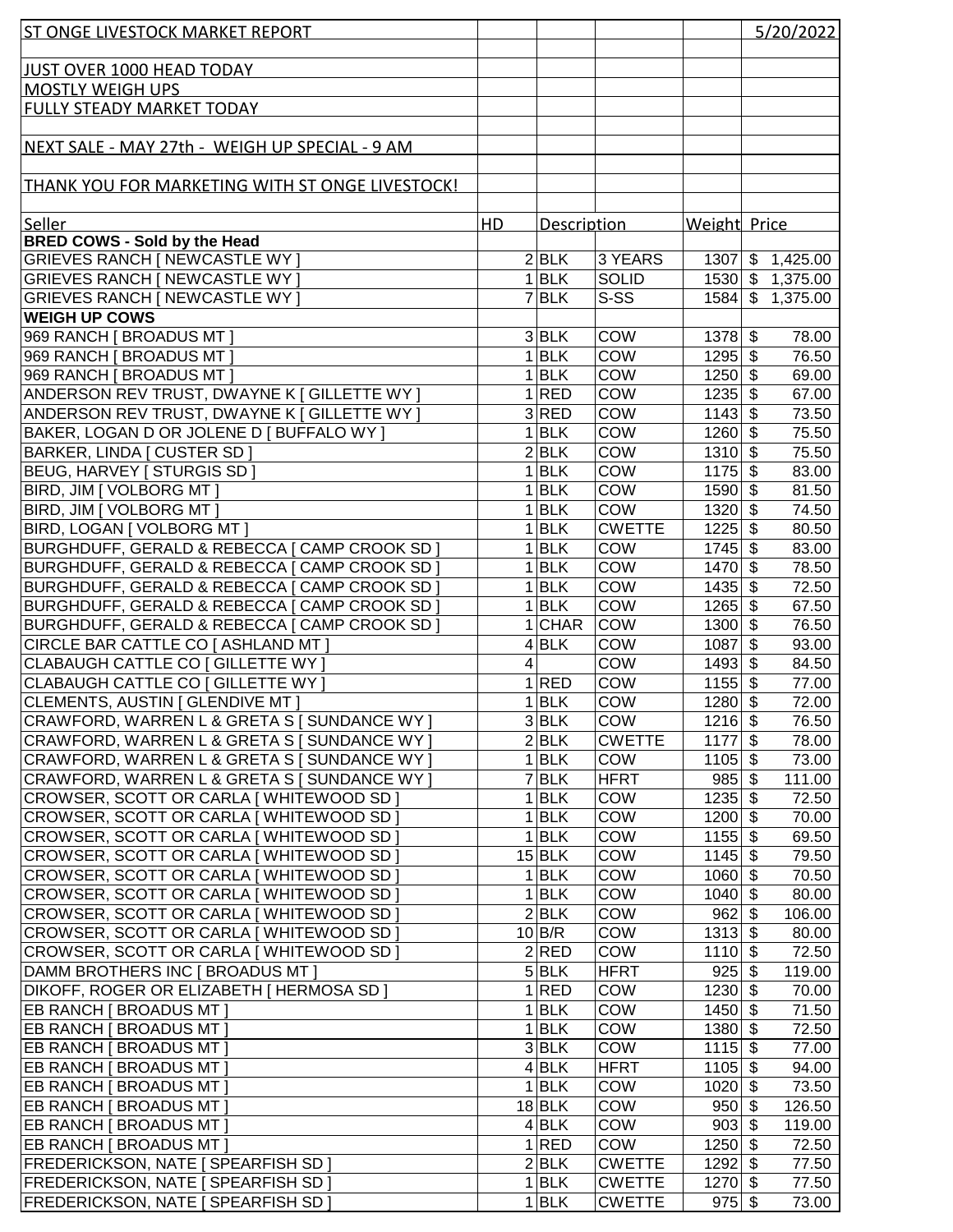ST ONGE LIVESTOCK MARKET REPORT 5/20/2022

JUST OVER 1000 HEAD TODAY

MOSTLY WEIGH UPS

FULLY STEADY MARKET TODAY

NEXT SALE - MAY 27th - WEIGH UP SPECIAL - 9 AM

THANK YOU FOR MARKETING WITH ST ONGE LIVESTOCK!

| Seller | HD | Description | | Weight | Price |
|---|---|---|---|---|---|
| **BRED COWS - Sold by the Head** | | | | | |
| GRIEVES RANCH [ NEWCASTLE WY ] | 2 | BLK | 3 YEARS | 1307 | $ 1,425.00 |
| GRIEVES RANCH [ NEWCASTLE WY ] | 1 | BLK | SOLID | 1530 | $ 1,375.00 |
| GRIEVES RANCH [ NEWCASTLE WY ] | 7 | BLK | S-SS | 1584 | $ 1,375.00 |
| **WEIGH UP COWS** | | | | | |
| 969 RANCH [ BROADUS MT ] | 3 | BLK | COW | 1378 | $ 78.00 |
| 969 RANCH [ BROADUS MT ] | 1 | BLK | COW | 1295 | $ 76.50 |
| 969 RANCH [ BROADUS MT ] | 1 | BLK | COW | 1250 | $ 69.00 |
| ANDERSON REV TRUST, DWAYNE K [ GILLETTE WY ] | 1 | RED | COW | 1235 | $ 67.00 |
| ANDERSON REV TRUST, DWAYNE K [ GILLETTE WY ] | 3 | RED | COW | 1143 | $ 73.50 |
| BAKER, LOGAN D OR JOLENE D [ BUFFALO WY ] | 1 | BLK | COW | 1260 | $ 75.50 |
| BARKER, LINDA [ CUSTER SD ] | 2 | BLK | COW | 1310 | $ 75.50 |
| BEUG, HARVEY [ STURGIS SD ] | 1 | BLK | COW | 1175 | $ 83.00 |
| BIRD, JIM [ VOLBORG MT ] | 1 | BLK | COW | 1590 | $ 81.50 |
| BIRD, JIM [ VOLBORG MT ] | 1 | BLK | COW | 1320 | $ 74.50 |
| BIRD, LOGAN [ VOLBORG MT ] | 1 | BLK | CWETTE | 1225 | $ 80.50 |
| BURGHDUFF, GERALD & REBECCA [ CAMP CROOK SD ] | 1 | BLK | COW | 1745 | $ 83.00 |
| BURGHDUFF, GERALD & REBECCA [ CAMP CROOK SD ] | 1 | BLK | COW | 1470 | $ 78.50 |
| BURGHDUFF, GERALD & REBECCA [ CAMP CROOK SD ] | 1 | BLK | COW | 1435 | $ 72.50 |
| BURGHDUFF, GERALD & REBECCA [ CAMP CROOK SD ] | 1 | BLK | COW | 1265 | $ 67.50 |
| BURGHDUFF, GERALD & REBECCA [ CAMP CROOK SD ] | 1 | CHAR | COW | 1300 | $ 76.50 |
| CIRCLE BAR CATTLE CO [ ASHLAND MT ] | 4 | BLK | COW | 1087 | $ 93.00 |
| CLABAUGH CATTLE CO [ GILLETTE WY ] | 4 | | COW | 1493 | $ 84.50 |
| CLABAUGH CATTLE CO [ GILLETTE WY ] | 1 | RED | COW | 1155 | $ 77.00 |
| CLEMENTS, AUSTIN [ GLENDIVE MT ] | 1 | BLK | COW | 1280 | $ 72.00 |
| CRAWFORD, WARREN L & GRETA S [ SUNDANCE WY ] | 3 | BLK | COW | 1216 | $ 76.50 |
| CRAWFORD, WARREN L & GRETA S [ SUNDANCE WY ] | 2 | BLK | CWETTE | 1177 | $ 78.00 |
| CRAWFORD, WARREN L & GRETA S [ SUNDANCE WY ] | 1 | BLK | COW | 1105 | $ 73.00 |
| CRAWFORD, WARREN L & GRETA S [ SUNDANCE WY ] | 7 | BLK | HFRT | 985 | $ 111.00 |
| CROWSER, SCOTT OR CARLA [ WHITEWOOD SD ] | 1 | BLK | COW | 1235 | $ 72.50 |
| CROWSER, SCOTT OR CARLA [ WHITEWOOD SD ] | 1 | BLK | COW | 1200 | $ 70.00 |
| CROWSER, SCOTT OR CARLA [ WHITEWOOD SD ] | 1 | BLK | COW | 1155 | $ 69.50 |
| CROWSER, SCOTT OR CARLA [ WHITEWOOD SD ] | 15 | BLK | COW | 1145 | $ 79.50 |
| CROWSER, SCOTT OR CARLA [ WHITEWOOD SD ] | 1 | BLK | COW | 1060 | $ 70.50 |
| CROWSER, SCOTT OR CARLA [ WHITEWOOD SD ] | 1 | BLK | COW | 1040 | $ 80.00 |
| CROWSER, SCOTT OR CARLA [ WHITEWOOD SD ] | 2 | BLK | COW | 962 | $ 106.00 |
| CROWSER, SCOTT OR CARLA [ WHITEWOOD SD ] | 10 | B/R | COW | 1313 | $ 80.00 |
| CROWSER, SCOTT OR CARLA [ WHITEWOOD SD ] | 2 | RED | COW | 1110 | $ 72.50 |
| DAMM BROTHERS INC [ BROADUS MT ] | 5 | BLK | HFRT | 925 | $ 119.00 |
| DIKOFF, ROGER OR ELIZABETH [ HERMOSA SD ] | 1 | RED | COW | 1230 | $ 70.00 |
| EB RANCH [ BROADUS MT ] | 1 | BLK | COW | 1450 | $ 71.50 |
| EB RANCH [ BROADUS MT ] | 1 | BLK | COW | 1380 | $ 72.50 |
| EB RANCH [ BROADUS MT ] | 3 | BLK | COW | 1115 | $ 77.00 |
| EB RANCH [ BROADUS MT ] | 4 | BLK | HFRT | 1105 | $ 94.00 |
| EB RANCH [ BROADUS MT ] | 1 | BLK | COW | 1020 | $ 73.50 |
| EB RANCH [ BROADUS MT ] | 18 | BLK | COW | 950 | $ 126.50 |
| EB RANCH [ BROADUS MT ] | 4 | BLK | COW | 903 | $ 119.00 |
| EB RANCH [ BROADUS MT ] | 1 | RED | COW | 1250 | $ 72.50 |
| FREDERICKSON, NATE [ SPEARFISH SD ] | 2 | BLK | CWETTE | 1292 | $ 77.50 |
| FREDERICKSON, NATE [ SPEARFISH SD ] | 1 | BLK | CWETTE | 1270 | $ 77.50 |
| FREDERICKSON, NATE [ SPEARFISH SD ] | 1 | BLK | CWETTE | 975 | $ 73.00 |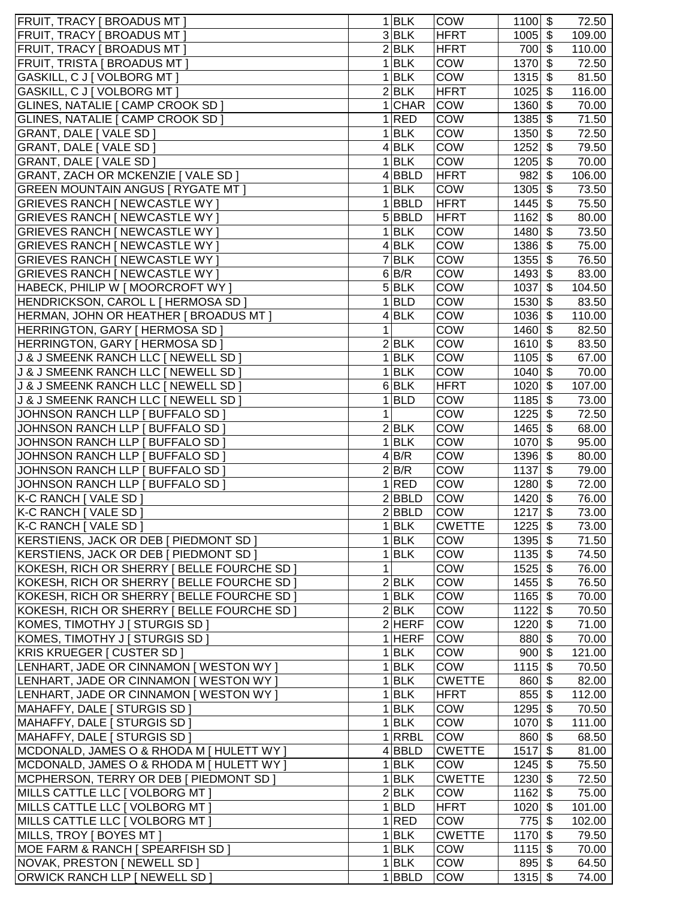| | | | | | |
|---|---|---|---|---|---|
| FRUIT, TRACY [ BROADUS MT ] | 1 | BLK | COW | 1100 | $ 72.50 |
| FRUIT, TRACY [ BROADUS MT ] | 3 | BLK | HFRT | 1005 | $ 109.00 |
| FRUIT, TRACY [ BROADUS MT ] | 2 | BLK | HFRT | 700 | $ 110.00 |
| FRUIT, TRISTA [ BROADUS MT ] | 1 | BLK | COW | 1370 | $ 72.50 |
| GASKILL, C J [ VOLBORG MT ] | 1 | BLK | COW | 1315 | $ 81.50 |
| GASKILL, C J [ VOLBORG MT ] | 2 | BLK | HFRT | 1025 | $ 116.00 |
| GLINES, NATALIE [ CAMP CROOK SD ] | 1 | CHAR | COW | 1360 | $ 70.00 |
| GLINES, NATALIE [ CAMP CROOK SD ] | 1 | RED | COW | 1385 | $ 71.50 |
| GRANT, DALE [ VALE SD ] | 1 | BLK | COW | 1350 | $ 72.50 |
| GRANT, DALE [ VALE SD ] | 4 | BLK | COW | 1252 | $ 79.50 |
| GRANT, DALE [ VALE SD ] | 1 | BLK | COW | 1205 | $ 70.00 |
| GRANT, ZACH OR MCKENZIE [ VALE SD ] | 4 | BBLD | HFRT | 982 | $ 106.00 |
| GREEN MOUNTAIN ANGUS [ RYGATE MT ] | 1 | BLK | COW | 1305 | $ 73.50 |
| GRIEVES RANCH [ NEWCASTLE WY ] | 1 | BBLD | HFRT | 1445 | $ 75.50 |
| GRIEVES RANCH [ NEWCASTLE WY ] | 5 | BBLD | HFRT | 1162 | $ 80.00 |
| GRIEVES RANCH [ NEWCASTLE WY ] | 1 | BLK | COW | 1480 | $ 73.50 |
| GRIEVES RANCH [ NEWCASTLE WY ] | 4 | BLK | COW | 1386 | $ 75.00 |
| GRIEVES RANCH [ NEWCASTLE WY ] | 7 | BLK | COW | 1355 | $ 76.50 |
| GRIEVES RANCH [ NEWCASTLE WY ] | 6 | B/R | COW | 1493 | $ 83.00 |
| HABECK, PHILIP W [ MOORCROFT WY ] | 5 | BLK | COW | 1037 | $ 104.50 |
| HENDRICKSON, CAROL L [ HERMOSA SD ] | 1 | BLD | COW | 1530 | $ 83.50 |
| HERMAN, JOHN OR HEATHER [ BROADUS MT ] | 4 | BLK | COW | 1036 | $ 110.00 |
| HERRINGTON, GARY [ HERMOSA SD ] | 1 | | COW | 1460 | $ 82.50 |
| HERRINGTON, GARY [ HERMOSA SD ] | 2 | BLK | COW | 1610 | $ 83.50 |
| J & J SMEENK RANCH LLC [ NEWELL SD ] | 1 | BLK | COW | 1105 | $ 67.00 |
| J & J SMEENK RANCH LLC [ NEWELL SD ] | 1 | BLK | COW | 1040 | $ 70.00 |
| J & J SMEENK RANCH LLC [ NEWELL SD ] | 6 | BLK | HFRT | 1020 | $ 107.00 |
| J & J SMEENK RANCH LLC [ NEWELL SD ] | 1 | BLD | COW | 1185 | $ 73.00 |
| JOHNSON RANCH LLP [ BUFFALO SD ] | 1 | | COW | 1225 | $ 72.50 |
| JOHNSON RANCH LLP [ BUFFALO SD ] | 2 | BLK | COW | 1465 | $ 68.00 |
| JOHNSON RANCH LLP [ BUFFALO SD ] | 1 | BLK | COW | 1070 | $ 95.00 |
| JOHNSON RANCH LLP [ BUFFALO SD ] | 4 | B/R | COW | 1396 | $ 80.00 |
| JOHNSON RANCH LLP [ BUFFALO SD ] | 2 | B/R | COW | 1137 | $ 79.00 |
| JOHNSON RANCH LLP [ BUFFALO SD ] | 1 | RED | COW | 1280 | $ 72.00 |
| K-C RANCH [ VALE SD ] | 2 | BBLD | COW | 1420 | $ 76.00 |
| K-C RANCH [ VALE SD ] | 2 | BBLD | COW | 1217 | $ 73.00 |
| K-C RANCH [ VALE SD ] | 1 | BLK | CWETTE | 1225 | $ 73.00 |
| KERSTIENS, JACK OR DEB [ PIEDMONT SD ] | 1 | BLK | COW | 1395 | $ 71.50 |
| KERSTIENS, JACK OR DEB [ PIEDMONT SD ] | 1 | BLK | COW | 1135 | $ 74.50 |
| KOKESH, RICH OR SHERRY [ BELLE FOURCHE SD ] | 1 | | COW | 1525 | $ 76.00 |
| KOKESH, RICH OR SHERRY [ BELLE FOURCHE SD ] | 2 | BLK | COW | 1455 | $ 76.50 |
| KOKESH, RICH OR SHERRY [ BELLE FOURCHE SD ] | 1 | BLK | COW | 1165 | $ 70.00 |
| KOKESH, RICH OR SHERRY [ BELLE FOURCHE SD ] | 2 | BLK | COW | 1122 | $ 70.50 |
| KOMES, TIMOTHY J [ STURGIS SD ] | 2 | HERF | COW | 1220 | $ 71.00 |
| KOMES, TIMOTHY J [ STURGIS SD ] | 1 | HERF | COW | 880 | $ 70.00 |
| KRIS KRUEGER [ CUSTER SD ] | 1 | BLK | COW | 900 | $ 121.00 |
| LENHART, JADE OR CINNAMON [ WESTON WY ] | 1 | BLK | COW | 1115 | $ 70.50 |
| LENHART, JADE OR CINNAMON [ WESTON WY ] | 1 | BLK | CWETTE | 860 | $ 82.00 |
| LENHART, JADE OR CINNAMON [ WESTON WY ] | 1 | BLK | HFRT | 855 | $ 112.00 |
| MAHAFFY, DALE [ STURGIS SD ] | 1 | BLK | COW | 1295 | $ 70.50 |
| MAHAFFY, DALE [ STURGIS SD ] | 1 | BLK | COW | 1070 | $ 111.00 |
| MAHAFFY, DALE [ STURGIS SD ] | 1 | RRBL | COW | 860 | $ 68.50 |
| MCDONALD, JAMES O & RHODA M [ HULETT WY ] | 4 | BBLD | CWETTE | 1517 | $ 81.00 |
| MCDONALD, JAMES O & RHODA M [ HULETT WY ] | 1 | BLK | COW | 1245 | $ 75.50 |
| MCPHERSON, TERRY OR DEB [ PIEDMONT SD ] | 1 | BLK | CWETTE | 1230 | $ 72.50 |
| MILLS CATTLE LLC [ VOLBORG MT ] | 2 | BLK | COW | 1162 | $ 75.00 |
| MILLS CATTLE LLC [ VOLBORG MT ] | 1 | BLD | HFRT | 1020 | $ 101.00 |
| MILLS CATTLE LLC [ VOLBORG MT ] | 1 | RED | COW | 775 | $ 102.00 |
| MILLS, TROY [ BOYES MT ] | 1 | BLK | CWETTE | 1170 | $ 79.50 |
| MOE FARM & RANCH [ SPEARFISH SD ] | 1 | BLK | COW | 1115 | $ 70.00 |
| NOVAK, PRESTON [ NEWELL SD ] | 1 | BLK | COW | 895 | $ 64.50 |
| ORWICK RANCH LLP [ NEWELL SD ] | 1 | BBLD | COW | 1315 | $ 74.00 |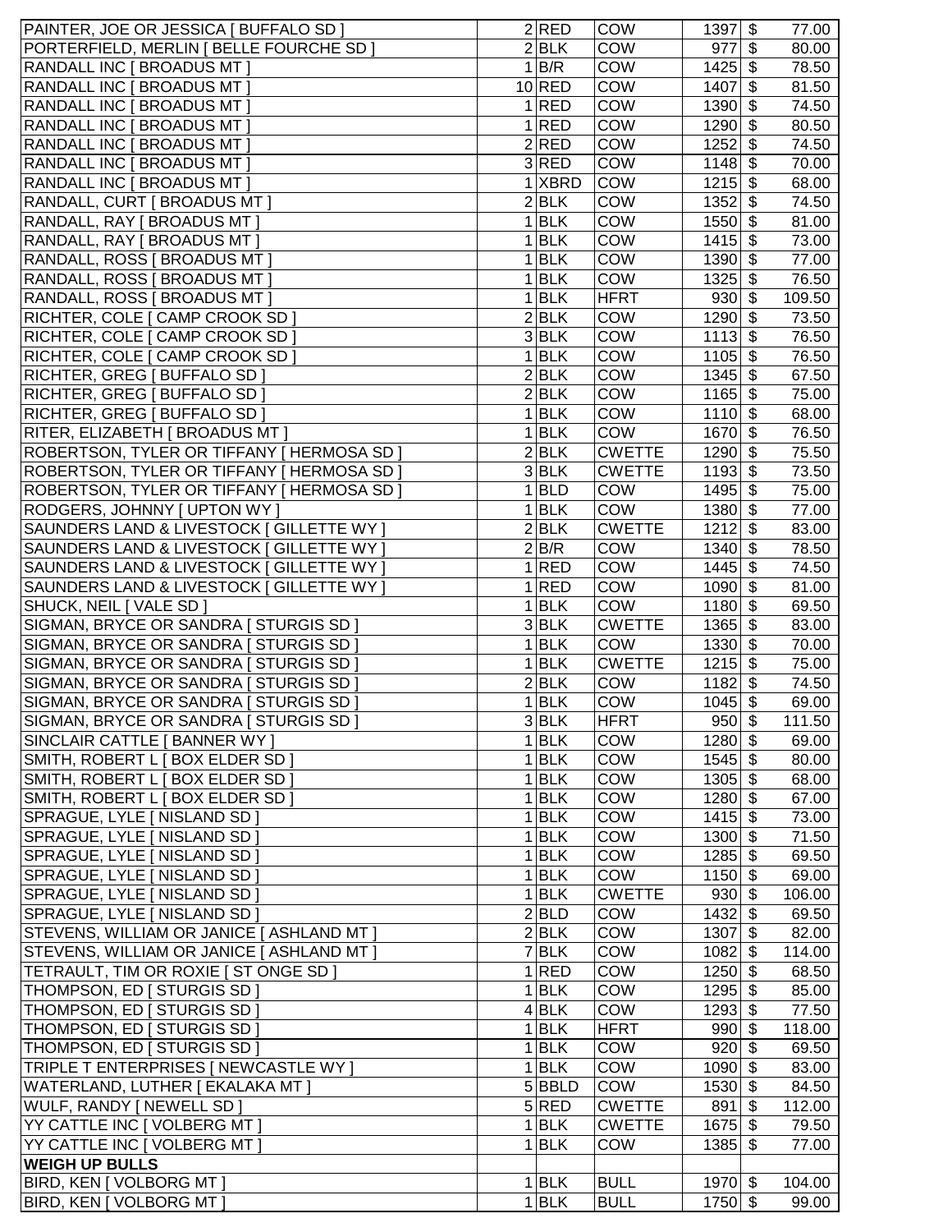| | | | | | |
|---|---|---|---|---|---|
| PAINTER, JOE OR JESSICA [ BUFFALO SD ] | 2 | RED | COW | 1397 | $ 77.00 |
| PORTERFIELD, MERLIN [ BELLE FOURCHE SD ] | 2 | BLK | COW | 977 | $ 80.00 |
| RANDALL INC [ BROADUS MT ] | 1 | B/R | COW | 1425 | $ 78.50 |
| RANDALL INC [ BROADUS MT ] | 10 | RED | COW | 1407 | $ 81.50 |
| RANDALL INC [ BROADUS MT ] | 1 | RED | COW | 1390 | $ 74.50 |
| RANDALL INC [ BROADUS MT ] | 1 | RED | COW | 1290 | $ 80.50 |
| RANDALL INC [ BROADUS MT ] | 2 | RED | COW | 1252 | $ 74.50 |
| RANDALL INC [ BROADUS MT ] | 3 | RED | COW | 1148 | $ 70.00 |
| RANDALL INC [ BROADUS MT ] | 1 | XBRD | COW | 1215 | $ 68.00 |
| RANDALL, CURT [ BROADUS MT ] | 2 | BLK | COW | 1352 | $ 74.50 |
| RANDALL, RAY [ BROADUS MT ] | 1 | BLK | COW | 1550 | $ 81.00 |
| RANDALL, RAY [ BROADUS MT ] | 1 | BLK | COW | 1415 | $ 73.00 |
| RANDALL, ROSS [ BROADUS MT ] | 1 | BLK | COW | 1390 | $ 77.00 |
| RANDALL, ROSS [ BROADUS MT ] | 1 | BLK | COW | 1325 | $ 76.50 |
| RANDALL, ROSS [ BROADUS MT ] | 1 | BLK | HFRT | 930 | $ 109.50 |
| RICHTER, COLE [ CAMP CROOK SD ] | 2 | BLK | COW | 1290 | $ 73.50 |
| RICHTER, COLE [ CAMP CROOK SD ] | 3 | BLK | COW | 1113 | $ 76.50 |
| RICHTER, COLE [ CAMP CROOK SD ] | 1 | BLK | COW | 1105 | $ 76.50 |
| RICHTER, GREG [ BUFFALO SD ] | 2 | BLK | COW | 1345 | $ 67.50 |
| RICHTER, GREG [ BUFFALO SD ] | 2 | BLK | COW | 1165 | $ 75.00 |
| RICHTER, GREG [ BUFFALO SD ] | 1 | BLK | COW | 1110 | $ 68.00 |
| RITER, ELIZABETH [ BROADUS MT ] | 1 | BLK | COW | 1670 | $ 76.50 |
| ROBERTSON, TYLER OR TIFFANY [ HERMOSA SD ] | 2 | BLK | CWETTE | 1290 | $ 75.50 |
| ROBERTSON, TYLER OR TIFFANY [ HERMOSA SD ] | 3 | BLK | CWETTE | 1193 | $ 73.50 |
| ROBERTSON, TYLER OR TIFFANY [ HERMOSA SD ] | 1 | BLD | COW | 1495 | $ 75.00 |
| RODGERS, JOHNNY [ UPTON WY ] | 1 | BLK | COW | 1380 | $ 77.00 |
| SAUNDERS LAND & LIVESTOCK [ GILLETTE WY ] | 2 | BLK | CWETTE | 1212 | $ 83.00 |
| SAUNDERS LAND & LIVESTOCK [ GILLETTE WY ] | 2 | B/R | COW | 1340 | $ 78.50 |
| SAUNDERS LAND & LIVESTOCK [ GILLETTE WY ] | 1 | RED | COW | 1445 | $ 74.50 |
| SAUNDERS LAND & LIVESTOCK [ GILLETTE WY ] | 1 | RED | COW | 1090 | $ 81.00 |
| SHUCK, NEIL [ VALE SD ] | 1 | BLK | COW | 1180 | $ 69.50 |
| SIGMAN, BRYCE OR SANDRA [ STURGIS SD ] | 3 | BLK | CWETTE | 1365 | $ 83.00 |
| SIGMAN, BRYCE OR SANDRA [ STURGIS SD ] | 1 | BLK | COW | 1330 | $ 70.00 |
| SIGMAN, BRYCE OR SANDRA [ STURGIS SD ] | 1 | BLK | CWETTE | 1215 | $ 75.00 |
| SIGMAN, BRYCE OR SANDRA [ STURGIS SD ] | 2 | BLK | COW | 1182 | $ 74.50 |
| SIGMAN, BRYCE OR SANDRA [ STURGIS SD ] | 1 | BLK | COW | 1045 | $ 69.00 |
| SIGMAN, BRYCE OR SANDRA [ STURGIS SD ] | 3 | BLK | HFRT | 950 | $ 111.50 |
| SINCLAIR CATTLE [ BANNER WY ] | 1 | BLK | COW | 1280 | $ 69.00 |
| SMITH, ROBERT L [ BOX ELDER SD ] | 1 | BLK | COW | 1545 | $ 80.00 |
| SMITH, ROBERT L [ BOX ELDER SD ] | 1 | BLK | COW | 1305 | $ 68.00 |
| SMITH, ROBERT L [ BOX ELDER SD ] | 1 | BLK | COW | 1280 | $ 67.00 |
| SPRAGUE, LYLE [ NISLAND SD ] | 1 | BLK | COW | 1415 | $ 73.00 |
| SPRAGUE, LYLE [ NISLAND SD ] | 1 | BLK | COW | 1300 | $ 71.50 |
| SPRAGUE, LYLE [ NISLAND SD ] | 1 | BLK | COW | 1285 | $ 69.50 |
| SPRAGUE, LYLE [ NISLAND SD ] | 1 | BLK | COW | 1150 | $ 69.00 |
| SPRAGUE, LYLE [ NISLAND SD ] | 1 | BLK | CWETTE | 930 | $ 106.00 |
| SPRAGUE, LYLE [ NISLAND SD ] | 2 | BLD | COW | 1432 | $ 69.50 |
| STEVENS, WILLIAM OR JANICE [ ASHLAND MT ] | 2 | BLK | COW | 1307 | $ 82.00 |
| STEVENS, WILLIAM OR JANICE [ ASHLAND MT ] | 7 | BLK | COW | 1082 | $ 114.00 |
| TETRAULT, TIM OR ROXIE [ ST ONGE SD ] | 1 | RED | COW | 1250 | $ 68.50 |
| THOMPSON, ED [ STURGIS SD ] | 1 | BLK | COW | 1295 | $ 85.00 |
| THOMPSON, ED [ STURGIS SD ] | 4 | BLK | COW | 1293 | $ 77.50 |
| THOMPSON, ED [ STURGIS SD ] | 1 | BLK | HFRT | 990 | $ 118.00 |
| THOMPSON, ED [ STURGIS SD ] | 1 | BLK | COW | 920 | $ 69.50 |
| TRIPLE T ENTERPRISES [ NEWCASTLE WY ] | 1 | BLK | COW | 1090 | $ 83.00 |
| WATERLAND, LUTHER [ EKALAKA MT ] | 5 | BBLD | COW | 1530 | $ 84.50 |
| WULF, RANDY [ NEWELL SD ] | 5 | RED | CWETTE | 891 | $ 112.00 |
| YY CATTLE INC [ VOLBERG MT ] | 1 | BLK | CWETTE | 1675 | $ 79.50 |
| YY CATTLE INC [ VOLBERG MT ] | 1 | BLK | COW | 1385 | $ 77.00 |
| **WEIGH UP BULLS** | | | | | |
| BIRD, KEN [ VOLBORG MT ] | 1 | BLK | BULL | 1970 | $ 104.00 |
| BIRD, KEN [ VOLBORG MT ] | 1 | BLK | BULL | 1750 | $ 99.00 |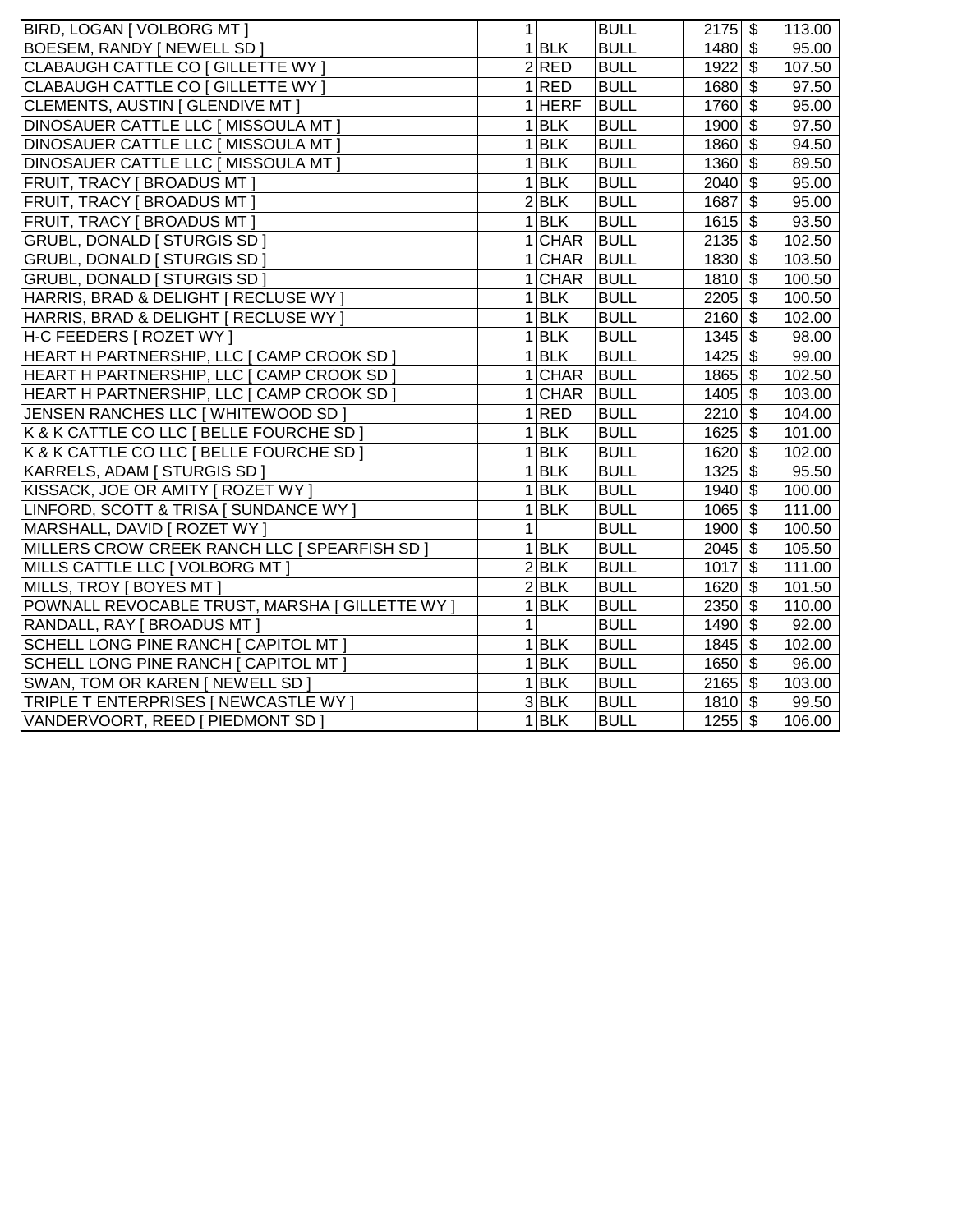| | | | | | |
|---|---|---|---|---|---|
| BIRD, LOGAN [ VOLBORG MT ] | 1 | | BULL | 2175 | $ 113.00 |
| BOESEM, RANDY [ NEWELL SD ] | 1 | BLK | BULL | 1480 | $ 95.00 |
| CLABAUGH CATTLE CO [ GILLETTE WY ] | 2 | RED | BULL | 1922 | $ 107.50 |
| CLABAUGH CATTLE CO [ GILLETTE WY ] | 1 | RED | BULL | 1680 | $ 97.50 |
| CLEMENTS, AUSTIN [ GLENDIVE MT ] | 1 | HERF | BULL | 1760 | $ 95.00 |
| DINOSAUER CATTLE LLC [ MISSOULA MT ] | 1 | BLK | BULL | 1900 | $ 97.50 |
| DINOSAUER CATTLE LLC [ MISSOULA MT ] | 1 | BLK | BULL | 1860 | $ 94.50 |
| DINOSAUER CATTLE LLC [ MISSOULA MT ] | 1 | BLK | BULL | 1360 | $ 89.50 |
| FRUIT, TRACY [ BROADUS MT ] | 1 | BLK | BULL | 2040 | $ 95.00 |
| FRUIT, TRACY [ BROADUS MT ] | 2 | BLK | BULL | 1687 | $ 95.00 |
| FRUIT, TRACY [ BROADUS MT ] | 1 | BLK | BULL | 1615 | $ 93.50 |
| GRUBL, DONALD [ STURGIS SD ] | 1 | CHAR | BULL | 2135 | $ 102.50 |
| GRUBL, DONALD [ STURGIS SD ] | 1 | CHAR | BULL | 1830 | $ 103.50 |
| GRUBL, DONALD [ STURGIS SD ] | 1 | CHAR | BULL | 1810 | $ 100.50 |
| HARRIS, BRAD & DELIGHT [ RECLUSE WY ] | 1 | BLK | BULL | 2205 | $ 100.50 |
| HARRIS, BRAD & DELIGHT [ RECLUSE WY ] | 1 | BLK | BULL | 2160 | $ 102.00 |
| H-C FEEDERS [ ROZET WY ] | 1 | BLK | BULL | 1345 | $ 98.00 |
| HEART H PARTNERSHIP, LLC [ CAMP CROOK SD ] | 1 | BLK | BULL | 1425 | $ 99.00 |
| HEART H PARTNERSHIP, LLC [ CAMP CROOK SD ] | 1 | CHAR | BULL | 1865 | $ 102.50 |
| HEART H PARTNERSHIP, LLC [ CAMP CROOK SD ] | 1 | CHAR | BULL | 1405 | $ 103.00 |
| JENSEN RANCHES LLC [ WHITEWOOD SD ] | 1 | RED | BULL | 2210 | $ 104.00 |
| K & K CATTLE CO LLC [ BELLE FOURCHE SD ] | 1 | BLK | BULL | 1625 | $ 101.00 |
| K & K CATTLE CO LLC [ BELLE FOURCHE SD ] | 1 | BLK | BULL | 1620 | $ 102.00 |
| KARRELS, ADAM [ STURGIS SD ] | 1 | BLK | BULL | 1325 | $ 95.50 |
| KISSACK, JOE OR AMITY [ ROZET WY ] | 1 | BLK | BULL | 1940 | $ 100.00 |
| LINFORD, SCOTT & TRISA [ SUNDANCE WY ] | 1 | BLK | BULL | 1065 | $ 111.00 |
| MARSHALL, DAVID [ ROZET WY ] | 1 | | BULL | 1900 | $ 100.50 |
| MILLERS CROW CREEK RANCH LLC [ SPEARFISH SD ] | 1 | BLK | BULL | 2045 | $ 105.50 |
| MILLS CATTLE LLC [ VOLBORG MT ] | 2 | BLK | BULL | 1017 | $ 111.00 |
| MILLS, TROY [ BOYES MT ] | 2 | BLK | BULL | 1620 | $ 101.50 |
| POWNALL REVOCABLE TRUST, MARSHA [ GILLETTE WY ] | 1 | BLK | BULL | 2350 | $ 110.00 |
| RANDALL, RAY [ BROADUS MT ] | 1 | | BULL | 1490 | $ 92.00 |
| SCHELL LONG PINE RANCH [ CAPITOL MT ] | 1 | BLK | BULL | 1845 | $ 102.00 |
| SCHELL LONG PINE RANCH [ CAPITOL MT ] | 1 | BLK | BULL | 1650 | $ 96.00 |
| SWAN, TOM OR KAREN [ NEWELL SD ] | 1 | BLK | BULL | 2165 | $ 103.00 |
| TRIPLE T ENTERPRISES [ NEWCASTLE WY ] | 3 | BLK | BULL | 1810 | $ 99.50 |
| VANDERVOORT, REED [ PIEDMONT SD ] | 1 | BLK | BULL | 1255 | $ 106.00 |